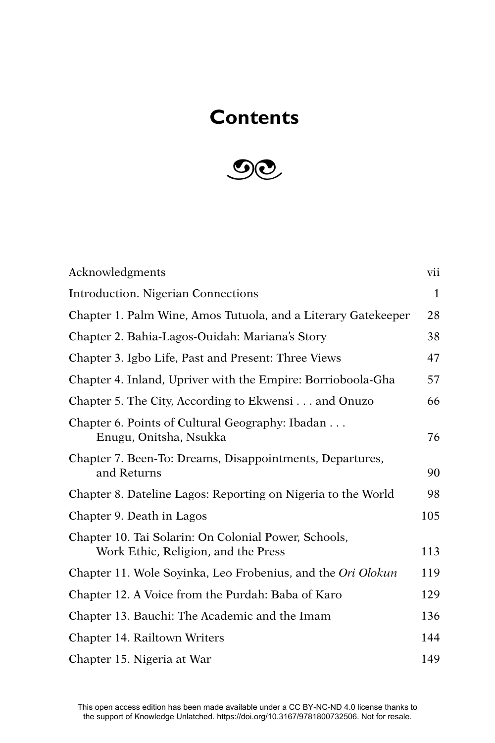# Contents

| | |
|---|---|
| Acknowledgments | vii |
| Introduction. Nigerian Connections | 1 |
| Chapter 1. Palm Wine, Amos Tutuola, and a Literary Gatekeeper | 28 |
| Chapter 2. Bahia-Lagos-Ouidah: Mariana's Story | 38 |
| Chapter 3. Igbo Life, Past and Present: Three Views | 47 |
| Chapter 4. Inland, Upriver with the Empire: Borrioboola-Gha | 57 |
| Chapter 5. The City, According to Ekwensi . . . and Onuzo | 66 |
| Chapter 6. Points of Cultural Geography: Ibadan . . . Enugu, Onitsha, Nsukka | 76 |
| Chapter 7. Been-To: Dreams, Disappointments, Departures, and Returns | 90 |
| Chapter 8. Dateline Lagos: Reporting on Nigeria to the World | 98 |
| Chapter 9. Death in Lagos | 105 |
| Chapter 10. Tai Solarin: On Colonial Power, Schools, Work Ethic, Religion, and the Press | 113 |
| Chapter 11. Wole Soyinka, Leo Frobenius, and the *Ori Olokun* | 119 |
| Chapter 12. A Voice from the Purdah: Baba of Karo | 129 |
| Chapter 13. Bauchi: The Academic and the Imam | 136 |
| Chapter 14. Railtown Writers | 144 |
| Chapter 15. Nigeria at War | 149 |

This open access edition has been made available under a CC BY-NC-ND 4.0 license thanks to the support of Knowledge Unlatched. https://doi.org/10.3167/9781800732506. Not for resale.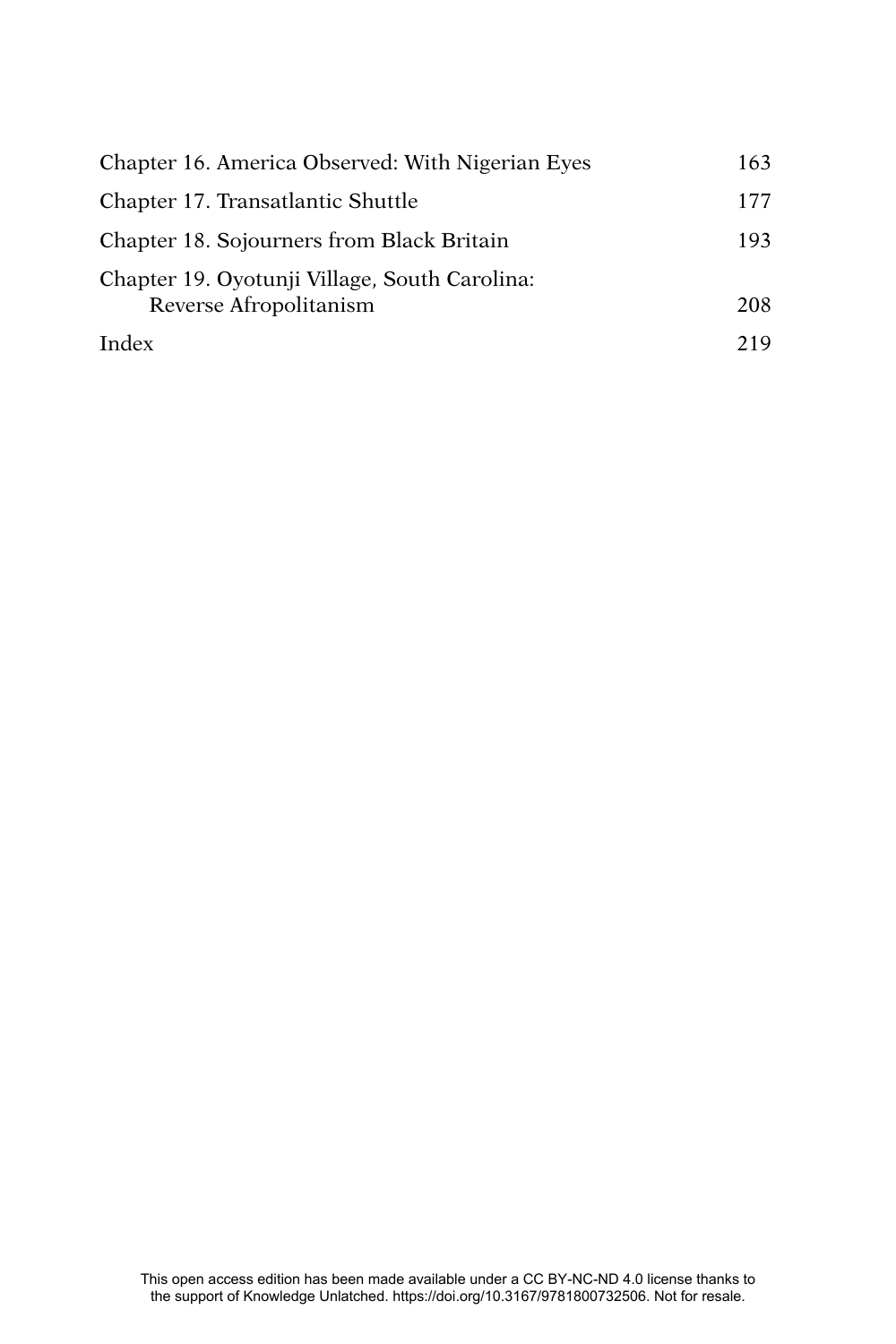Chapter 16. America Observed: With Nigerian Eyes 163

Chapter 17. Transatlantic Shuttle 177

Chapter 18. Sojourners from Black Britain 193

Chapter 19. Oyotunji Village, South Carolina: Reverse Afropolitanism 208

Index 219

This open access edition has been made available under a CC BY-NC-ND 4.0 license thanks to the support of Knowledge Unlatched. https://doi.org/10.3167/9781800732506. Not for resale.